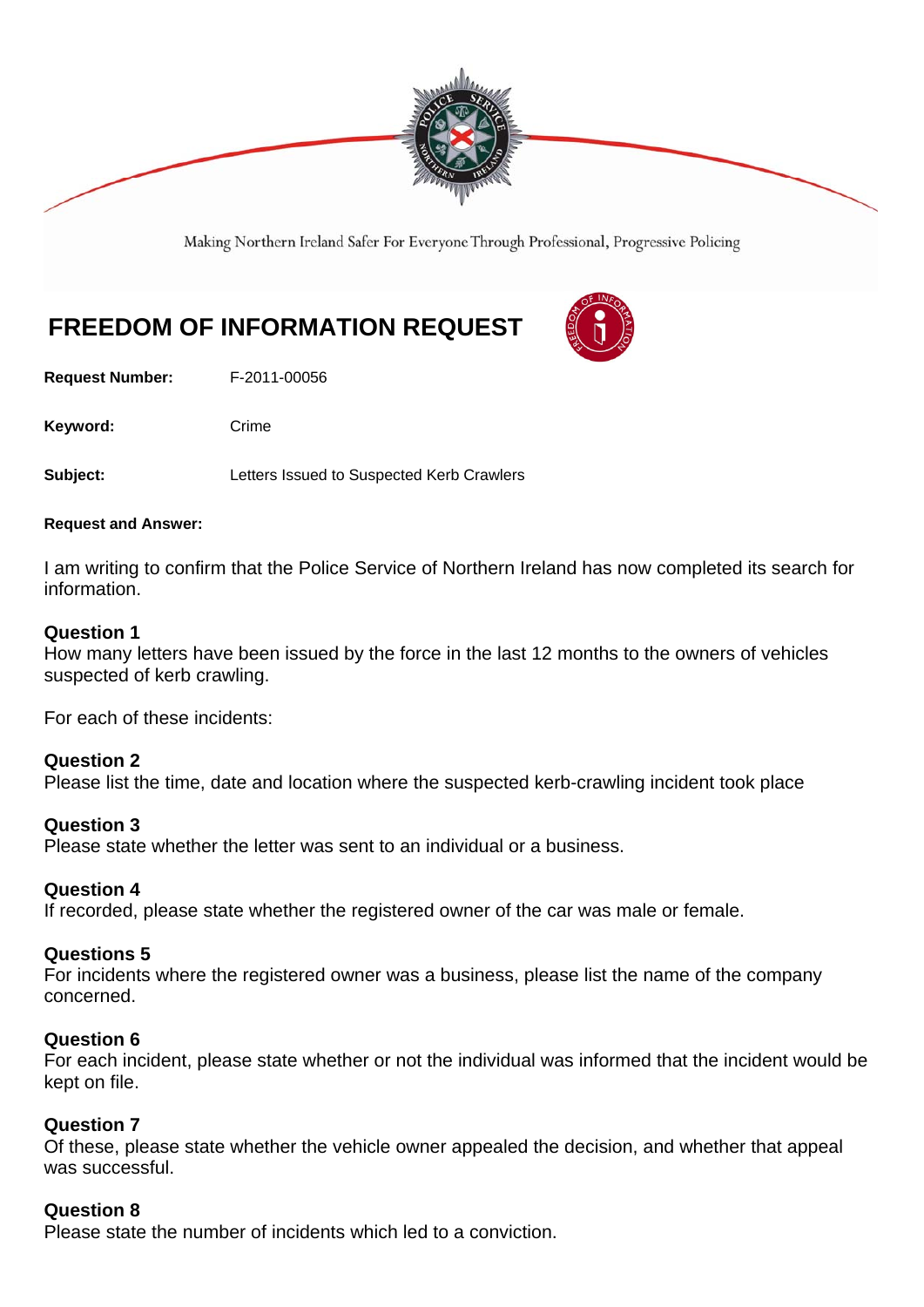Making Northern Ireland Safer For Everyone Through Professional, Progressive Policing

# FREEDOM OF INFORMATION REQUEST

**Request Number:** F-2011-00056

**Keyword:** Crime

**Subject:** Letters Issued to Suspected Kerb Crawlers

**Request and Answer:**

I am writing to confirm that the Police Service of Northern Ireland has now completed its search for information.

**Question 1**
How many letters have been issued by the force in the last 12 months to the owners of vehicles suspected of kerb crawling.

For each of these incidents:

**Question 2**
Please list the time, date and location where the suspected kerb-crawling incident took place

**Question 3**
Please state whether the letter was sent to an individual or a business.

**Question 4**
If recorded, please state whether the registered owner of the car was male or female.

**Questions 5**
For incidents where the registered owner was a business, please list the name of the company concerned.

**Question 6**
For each incident, please state whether or not the individual was informed that the incident would be kept on file.

**Question 7**
Of these, please state whether the vehicle owner appealed the decision, and whether that appeal was successful.

**Question 8**
Please state the number of incidents which led to a conviction.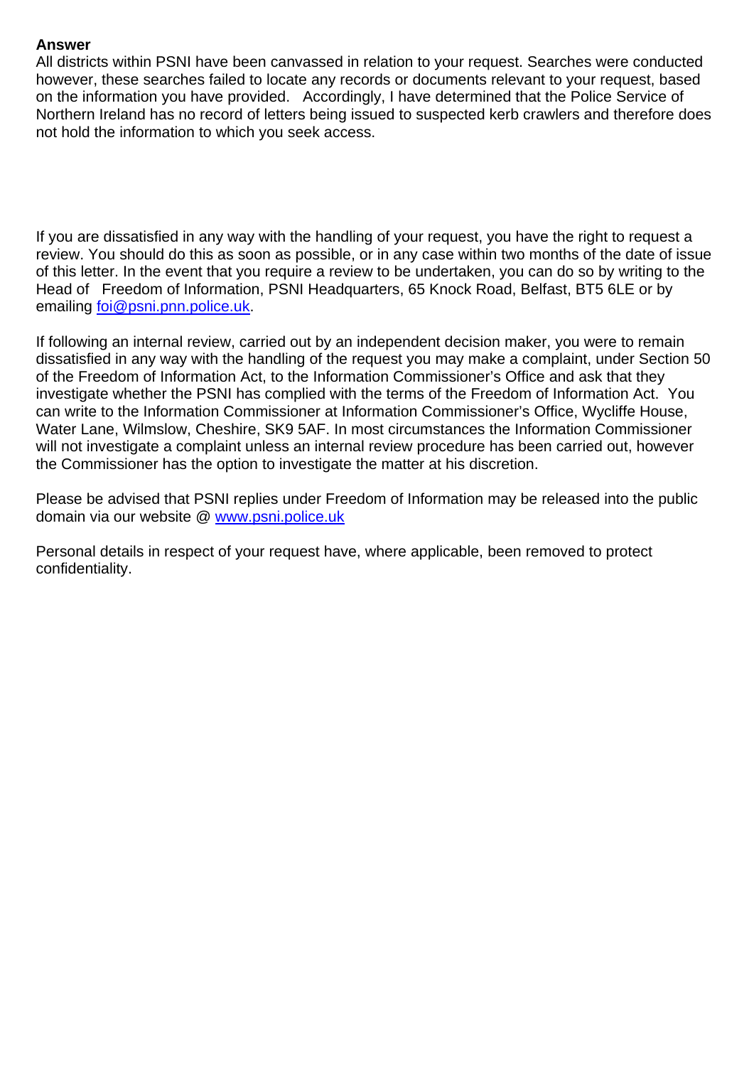**Answer**

All districts within PSNI have been canvassed in relation to your request. Searches were conducted however, these searches failed to locate any records or documents relevant to your request, based on the information you have provided. Accordingly, I have determined that the Police Service of Northern Ireland has no record of letters being issued to suspected kerb crawlers and therefore does not hold the information to which you seek access.

If you are dissatisfied in any way with the handling of your request, you have the right to request a review. You should do this as soon as possible, or in any case within two months of the date of issue of this letter. In the event that you require a review to be undertaken, you can do so by writing to the Head of Freedom of Information, PSNI Headquarters, 65 Knock Road, Belfast, BT5 6LE or by emailing foi@psni.pnn.police.uk.

If following an internal review, carried out by an independent decision maker, you were to remain dissatisfied in any way with the handling of the request you may make a complaint, under Section 50 of the Freedom of Information Act, to the Information Commissioner's Office and ask that they investigate whether the PSNI has complied with the terms of the Freedom of Information Act. You can write to the Information Commissioner at Information Commissioner's Office, Wycliffe House, Water Lane, Wilmslow, Cheshire, SK9 5AF. In most circumstances the Information Commissioner will not investigate a complaint unless an internal review procedure has been carried out, however the Commissioner has the option to investigate the matter at his discretion.

Please be advised that PSNI replies under Freedom of Information may be released into the public domain via our website @ www.psni.police.uk

Personal details in respect of your request have, where applicable, been removed to protect confidentiality.